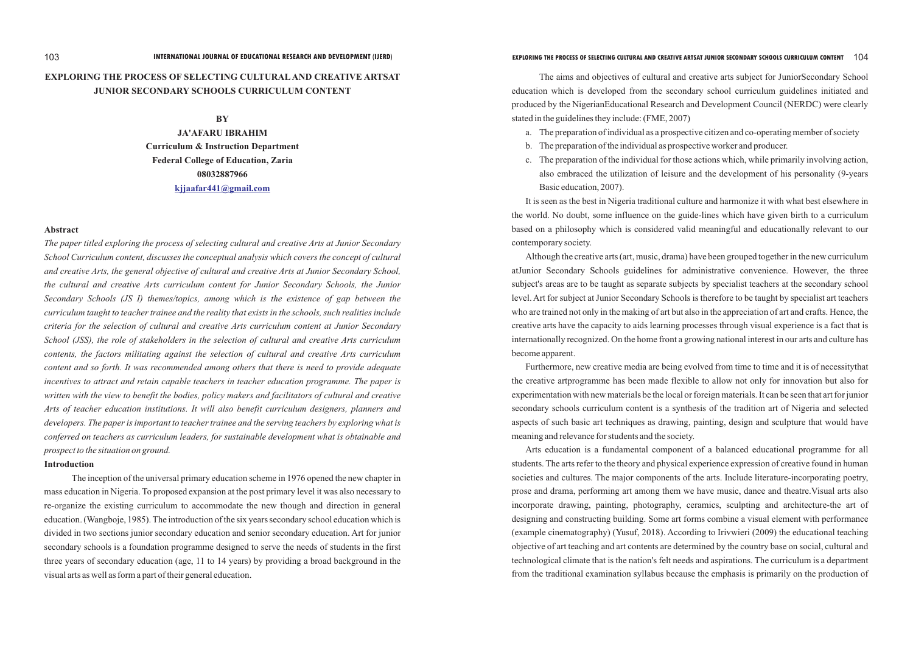# EXPLORING THE PROCESS OF SELECTING CULTURAL AND CREATIVE ARTSAT JUNIOR SECONDARY SCHOOLS CURRICULUM CONTENT

**BY**

**JA'AFARU IBRAHIM**
**Curriculum & Instruction Department**
**Federal College of Education, Zaria**
**08032887966**
**kjjaafar441@gmail.com**

## Abstract

*The paper titled exploring the process of selecting cultural and creative Arts at Junior Secondary School Curriculum content, discusses the conceptual analysis which covers the concept of cultural and creative Arts, the general objective of cultural and creative Arts at Junior Secondary School, the cultural and creative Arts curriculum content for Junior Secondary Schools, the Junior Secondary Schools (JS I) themes/topics, among which is the existence of gap between the curriculum taught to teacher trainee and the reality that exists in the schools, such realities include criteria for the selection of cultural and creative Arts curriculum content at Junior Secondary School (JSS), the role of stakeholders in the selection of cultural and creative Arts curriculum contents, the factors militating against the selection of cultural and creative Arts curriculum content and so forth. It was recommended among others that there is need to provide adequate incentives to attract and retain capable teachers in teacher education programme. The paper is written with the view to benefit the bodies, policy makers and facilitators of cultural and creative Arts of teacher education institutions. It will also benefit curriculum designers, planners and developers. The paper is important to teacher trainee and the serving teachers by exploring what is conferred on teachers as curriculum leaders, for sustainable development what is obtainable and prospect to the situation on ground.*

## Introduction

The inception of the universal primary education scheme in 1976 opened the new chapter in mass education in Nigeria. To proposed expansion at the post primary level it was also necessary to re-organize the existing curriculum to accommodate the new though and direction in general education. (Wangboje, 1985). The introduction of the six years secondary school education which is divided in two sections junior secondary education and senior secondary education. Art for junior secondary schools is a foundation programme designed to serve the needs of students in the first three years of secondary education (age, 11 to 14 years) by providing a broad background in the visual arts as well as form a part of their general education.

The aims and objectives of cultural and creative arts subject for JuniorSecondary School education which is developed from the secondary school curriculum guidelines initiated and produced by the NigerianEducational Research and Development Council (NERDC) were clearly stated in the guidelines they include: (FME, 2007)

a. The preparation of individual as a prospective citizen and co-operating member of society
b. The preparation of the individual as prospective worker and producer.
c. The preparation of the individual for those actions which, while primarily involving action, also embraced the utilization of leisure and the development of his personality (9-years Basic education, 2007).

It is seen as the best in Nigeria traditional culture and harmonize it with what best elsewhere in the world. No doubt, some influence on the guide-lines which have given birth to a curriculum based on a philosophy which is considered valid meaningful and educationally relevant to our contemporary society.

Although the creative arts (art, music, drama) have been grouped together in the new curriculum atJunior Secondary Schools guidelines for administrative convenience. However, the three subject's areas are to be taught as separate subjects by specialist teachers at the secondary school level. Art for subject at Junior Secondary Schools is therefore to be taught by specialist art teachers who are trained not only in the making of art but also in the appreciation of art and crafts. Hence, the creative arts have the capacity to aids learning processes through visual experience is a fact that is internationally recognized. On the home front a growing national interest in our arts and culture has become apparent.

Furthermore, new creative media are being evolved from time to time and it is of necessitythat the creative artprogramme has been made flexible to allow not only for innovation but also for experimentation with new materials be the local or foreign materials. It can be seen that art for junior secondary schools curriculum content is a synthesis of the tradition art of Nigeria and selected aspects of such basic art techniques as drawing, painting, design and sculpture that would have meaning and relevance for students and the society.

Arts education is a fundamental component of a balanced educational programme for all students. The arts refer to the theory and physical experience expression of creative found in human societies and cultures. The major components of the arts. Include literature-incorporating poetry, prose and drama, performing art among them we have music, dance and theatre.Visual arts also incorporate drawing, painting, photography, ceramics, sculpting and architecture-the art of designing and constructing building. Some art forms combine a visual element with performance (example cinematography) (Yusuf, 2018). According to Irivwieri (2009) the educational teaching objective of art teaching and art contents are determined by the country base on social, cultural and technological climate that is the nation's felt needs and aspirations. The curriculum is a department from the traditional examination syllabus because the emphasis is primarily on the production of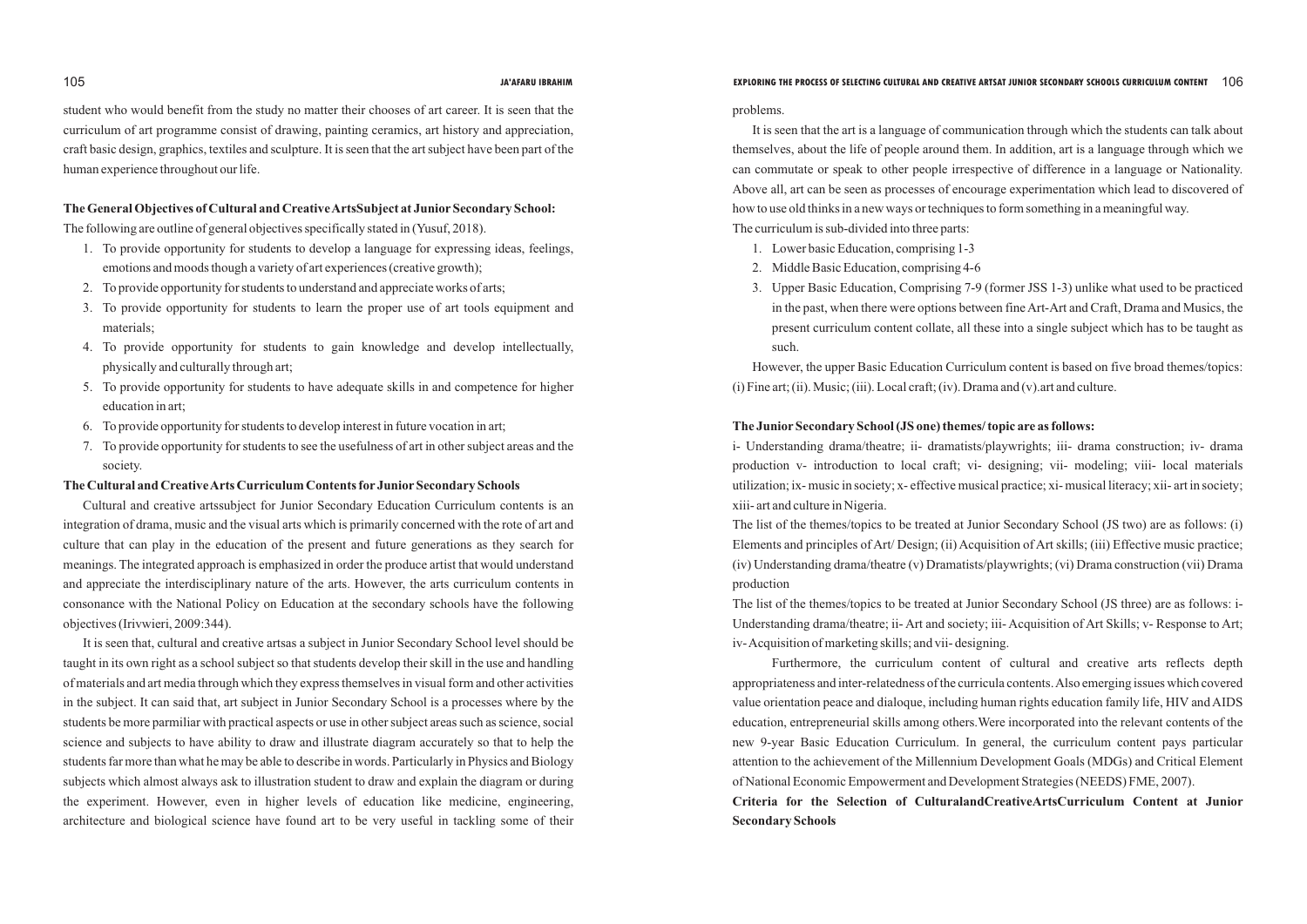student who would benefit from the study no matter their chooses of art career. It is seen that the curriculum of art programme consist of drawing, painting ceramics, art history and appreciation, craft basic design, graphics, textiles and sculpture. It is seen that the art subject have been part of the human experience throughout our life.

**The General Objectives of Cultural and Creative ArtsSubject at Junior Secondary School:**

The following are outline of general objectives specifically stated in (Yusuf, 2018).

1. To provide opportunity for students to develop a language for expressing ideas, feelings, emotions and moods though a variety of art experiences (creative growth);
2. To provide opportunity for students to understand and appreciate works of arts;
3. To provide opportunity for students to learn the proper use of art tools equipment and materials;
4. To provide opportunity for students to gain knowledge and develop intellectually, physically and culturally through art;
5. To provide opportunity for students to have adequate skills in and competence for higher education in art;
6. To provide opportunity for students to develop interest in future vocation in art;
7. To provide opportunity for students to see the usefulness of art in other subject areas and the society.

**The Cultural and Creative Arts Curriculum Contents for Junior Secondary Schools**

Cultural and creative artssubject for Junior Secondary Education Curriculum contents is an integration of drama, music and the visual arts which is primarily concerned with the rote of art and culture that can play in the education of the present and future generations as they search for meanings. The integrated approach is emphasized in order the produce artist that would understand and appreciate the interdisciplinary nature of the arts. However, the arts curriculum contents in consonance with the National Policy on Education at the secondary schools have the following objectives (Irivwieri, 2009:344).

It is seen that, cultural and creative artsas a subject in Junior Secondary School level should be taught in its own right as a school subject so that students develop their skill in the use and handling of materials and art media through which they express themselves in visual form and other activities in the subject. It can said that, art subject in Junior Secondary School is a processes where by the students be more parmiliar with practical aspects or use in other subject areas such as science, social science and subjects to have ability to draw and illustrate diagram accurately so that to help the students far more than what he may be able to describe in words. Particularly in Physics and Biology subjects which almost always ask to illustration student to draw and explain the diagram or during the experiment. However, even in higher levels of education like medicine, engineering, architecture and biological science have found art to be very useful in tackling some of their problems.

It is seen that the art is a language of communication through which the students can talk about themselves, about the life of people around them. In addition, art is a language through which we can commutate or speak to other people irrespective of difference in a language or Nationality. Above all, art can be seen as processes of encourage experimentation which lead to discovered of how to use old thinks in a new ways or techniques to form something in a meaningful way.

The curriculum is sub-divided into three parts:

1. Lower basic Education, comprising 1-3
2. Middle Basic Education, comprising 4-6
3. Upper Basic Education, Comprising 7-9 (former JSS 1-3) unlike what used to be practiced in the past, when there were options between fine Art-Art and Craft, Drama and Musics, the present curriculum content collate, all these into a single subject which has to be taught as such.

However, the upper Basic Education Curriculum content is based on five broad themes/topics: (i) Fine art; (ii). Music; (iii). Local craft; (iv). Drama and (v).art and culture.

**The Junior Secondary School (JS one) themes/ topic are as follows:**

i- Understanding drama/theatre; ii- dramatists/playwrights; iii- drama construction; iv- drama production v- introduction to local craft; vi- designing; vii- modeling; viii- local materials utilization; ix- music in society; x- effective musical practice; xi- musical literacy; xii- art in society; xiii- art and culture in Nigeria.

The list of the themes/topics to be treated at Junior Secondary School (JS two) are as follows: (i) Elements and principles of Art/ Design; (ii) Acquisition of Art skills; (iii) Effective music practice; (iv) Understanding drama/theatre (v) Dramatists/playwrights; (vi) Drama construction (vii) Drama production

The list of the themes/topics to be treated at Junior Secondary School (JS three) are as follows: i- Understanding drama/theatre; ii- Art and society; iii- Acquisition of Art Skills; v- Response to Art; iv- Acquisition of marketing skills; and vii- designing.

Furthermore, the curriculum content of cultural and creative arts reflects depth appropriateness and inter-relatedness of the curricula contents. Also emerging issues which covered value orientation peace and dialoque, including human rights education family life, HIV and AIDS education, entrepreneurial skills among others.Were incorporated into the relevant contents of the new 9-year Basic Education Curriculum. In general, the curriculum content pays particular attention to the achievement of the Millennium Development Goals (MDGs) and Critical Element of National Economic Empowerment and Development Strategies (NEEDS) FME, 2007).

**Criteria for the Selection of CulturalandCreativeArtsCurriculum Content at Junior Secondary Schools**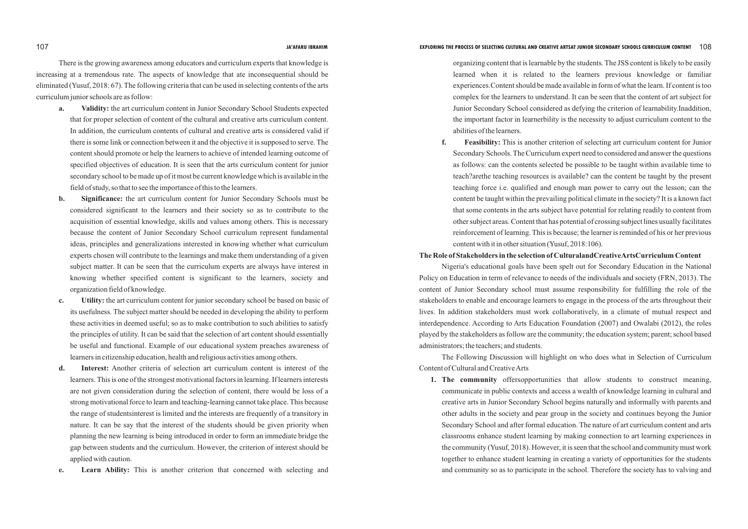There is the growing awareness among educators and curriculum experts that knowledge is increasing at a tremendous rate. The aspects of knowledge that ate inconsequential should be eliminated (Yusuf, 2018: 67). The following criteria that can be used in selecting contents of the arts curriculum junior schools are as follow:

a. **Validity:** the art curriculum content in Junior Secondary School Students expected that for proper selection of content of the cultural and creative arts curriculum content. In addition, the curriculum contents of cultural and creative arts is considered valid if there is some link or connection between it and the objective it is supposed to serve. The content should promote or help the learners to achieve of intended learning outcome of specified objectives of education. It is seen that the arts curriculum content for junior secondary school to be made up of it most be current knowledge which is available in the field of study, so that to see the importance of this to the learners.

b. **Significance:** the art curriculum content for Junior Secondary Schools must be considered significant to the learners and their society so as to contribute to the acquisition of essential knowledge, skills and values among others. This is necessary because the content of Junior Secondary School curriculum represent fundamental ideas, principles and generalizations interested in knowing whether what curriculum experts chosen will contribute to the learnings and make them understanding of a given subject matter. It can be seen that the curriculum experts are always have interest in knowing whether specified content is significant to the learners, society and organization field of knowledge.

c. **Utility:** the art curriculum content for junior secondary school be based on basic of its usefulness. The subject matter should be needed in developing the ability to perform these activities in deemed useful; so as to make contribution to such abilities to satisfy the principles of utility. It can be said that the selection of art content should essentially be useful and functional. Example of our educational system preaches awareness of learners in citizenship education, health and religious activities among others.

d. **Interest:** Another criteria of selection art curriculum content is interest of the learners. This is one of the strongest motivational factors in learning. If learners interests are not given consideration during the selection of content, there would be loss of a strong motivational force to learn and teaching-learning cannot take place. This because the range of studentsinterest is limited and the interests are frequently of a transitory in nature. It can be say that the interest of the students should be given priority when planning the new learning is being introduced in order to form an immediate bridge the gap between students and the curriculum. However, the criterion of interest should be applied with caution.

e. **Learn Ability:** This is another criterion that concerned with selecting and organizing content that is learnable by the students. The JSS content is likely to be easily learned when it is related to the learners previous knowledge or familiar experiences.Content should be made available in form of what the learn. If content is too complex for the learners to understand. It can be seen that the content of art subject for Junior Secondary School considered as defying the criterion of learnability.Inaddition, the important factor in learnerbility is the necessity to adjust curriculum content to the abilities of the learners.

f. **Feasibility:** This is another criterion of selecting art curriculum content for Junior Secondary Schools. The Curriculum expert need to considered and answer the questions as follows: can the contents selected be possible to be taught within available time to teach?arethe teaching resources is available? can the content be taught by the present teaching force i.e. qualified and enough man power to carry out the lesson; can the content be taught within the prevailing political climate in the society? It is a known fact that some contents in the arts subject have potential for relating readily to content from other subject areas. Content that has potential of crossing subject lines usually facilitates reinforcement of learning. This is because; the learner is reminded of his or her previous content with it in other situation (Yusuf, 2018:106).

**The Role of Stakeholders in the selection of CulturalandCreativeArtsCurriculum Content**

Nigeria's educational goals have been spelt out for Secondary Education in the National Policy on Education in term of relevance to needs of the individuals and society (FRN, 2013). The content of Junior Secondary school must assume responsibility for fulfilling the role of the stakeholders to enable and encourage learners to engage in the process of the arts throughout their lives. In addition stakeholders must work collaboratively, in a climate of mutual respect and interdependence. According to Arts Education Foundation (2007) and Owalabi (2012), the roles played by the stakeholders as follow are the community; the education system; parent; school based administrators; the teachers; and students.

The Following Discussion will highlight on who does what in Selection of Curriculum Content of Cultural and Creative Arts

1. **The community** offersopportunities that allow students to construct meaning, communicate in public contexts and access a wealth of knowledge learning in cultural and creative arts in Junior Secondary School begins naturally and informally with parents and other adults in the society and pear group in the society and continues beyong the Junior Secondary School and after formal education. The nature of art curriculum content and arts classrooms enhance student learning by making connection to art learning experiences in the community (Yusuf, 2018). However, it is seen that the school and community must work together to enhance student learning in creating a variety of opportunities for the students and community so as to participate in the school. Therefore the society has to valving and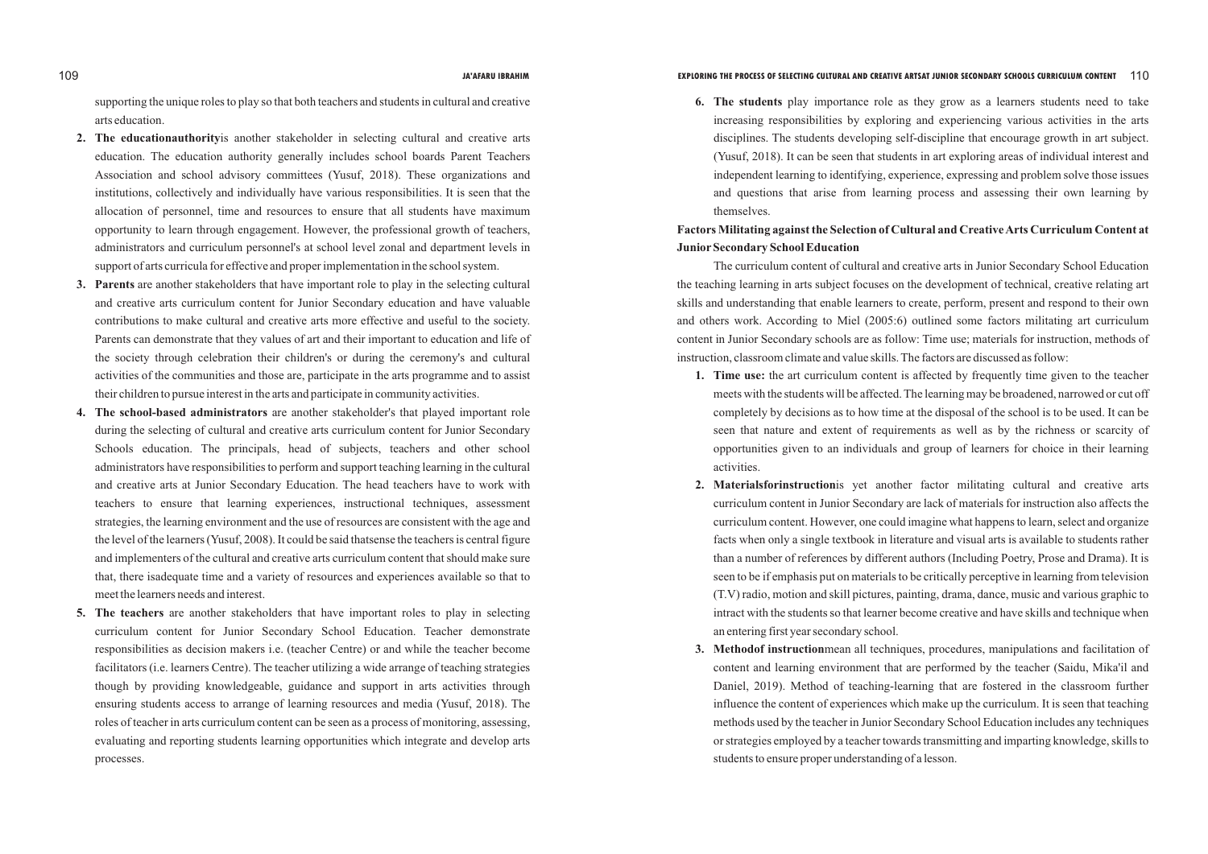supporting the unique roles to play so that both teachers and students in cultural and creative arts education.

2. **The educationauthority**is another stakeholder in selecting cultural and creative arts education. The education authority generally includes school boards Parent Teachers Association and school advisory committees (Yusuf, 2018). These organizations and institutions, collectively and individually have various responsibilities. It is seen that the allocation of personnel, time and resources to ensure that all students have maximum opportunity to learn through engagement. However, the professional growth of teachers, administrators and curriculum personnel's at school level zonal and department levels in support of arts curricula for effective and proper implementation in the school system.
3. **Parents** are another stakeholders that have important role to play in the selecting cultural and creative arts curriculum content for Junior Secondary education and have valuable contributions to make cultural and creative arts more effective and useful to the society. Parents can demonstrate that they values of art and their important to education and life of the society through celebration their children's or during the ceremony's and cultural activities of the communities and those are, participate in the arts programme and to assist their children to pursue interest in the arts and participate in community activities.
4. **The school-based administrators** are another stakeholder's that played important role during the selecting of cultural and creative arts curriculum content for Junior Secondary Schools education. The principals, head of subjects, teachers and other school administrators have responsibilities to perform and support teaching learning in the cultural and creative arts at Junior Secondary Education. The head teachers have to work with teachers to ensure that learning experiences, instructional techniques, assessment strategies, the learning environment and the use of resources are consistent with the age and the level of the learners (Yusuf, 2008). It could be said thatsense the teachers is central figure and implementers of the cultural and creative arts curriculum content that should make sure that, there isadequate time and a variety of resources and experiences available so that to meet the learners needs and interest.
5. **The teachers** are another stakeholders that have important roles to play in selecting curriculum content for Junior Secondary School Education. Teacher demonstrate responsibilities as decision makers i.e. (teacher Centre) or and while the teacher become facilitators (i.e. learners Centre). The teacher utilizing a wide arrange of teaching strategies though by providing knowledgeable, guidance and support in arts activities through ensuring students access to arrange of learning resources and media (Yusuf, 2018). The roles of teacher in arts curriculum content can be seen as a process of monitoring, assessing, evaluating and reporting students learning opportunities which integrate and develop arts processes.
6. **The students** play importance role as they grow as a learners students need to take increasing responsibilities by exploring and experiencing various activities in the arts disciplines. The students developing self-discipline that encourage growth in art subject. (Yusuf, 2018). It can be seen that students in art exploring areas of individual interest and independent learning to identifying, experience, expressing and problem solve those issues and questions that arise from learning process and assessing their own learning by themselves.

**Factors Militating against the Selection of Cultural and Creative Arts Curriculum Content at Junior Secondary School Education**

The curriculum content of cultural and creative arts in Junior Secondary School Education the teaching learning in arts subject focuses on the development of technical, creative relating art skills and understanding that enable learners to create, perform, present and respond to their own and others work. According to Miel (2005:6) outlined some factors militating art curriculum content in Junior Secondary schools are as follow: Time use; materials for instruction, methods of instruction, classroom climate and value skills. The factors are discussed as follow:

1. **Time use:** the art curriculum content is affected by frequently time given to the teacher meets with the students will be affected. The learning may be broadened, narrowed or cut off completely by decisions as to how time at the disposal of the school is to be used. It can be seen that nature and extent of requirements as well as by the richness or scarcity of opportunities given to an individuals and group of learners for choice in their learning activities.
2. **Materialsforinstruction**is yet another factor militating cultural and creative arts curriculum content in Junior Secondary are lack of materials for instruction also affects the curriculum content. However, one could imagine what happens to learn, select and organize facts when only a single textbook in literature and visual arts is available to students rather than a number of references by different authors (Including Poetry, Prose and Drama). It is seen to be if emphasis put on materials to be critically perceptive in learning from television (T.V) radio, motion and skill pictures, painting, drama, dance, music and various graphic to intract with the students so that learner become creative and have skills and technique when an entering first year secondary school.
3. **Methodof instruction**mean all techniques, procedures, manipulations and facilitation of content and learning environment that are performed by the teacher (Saidu, Mika'il and Daniel, 2019). Method of teaching-learning that are fostered in the classroom further influence the content of experiences which make up the curriculum. It is seen that teaching methods used by the teacher in Junior Secondary School Education includes any techniques or strategies employed by a teacher towards transmitting and imparting knowledge, skills to students to ensure proper understanding of a lesson.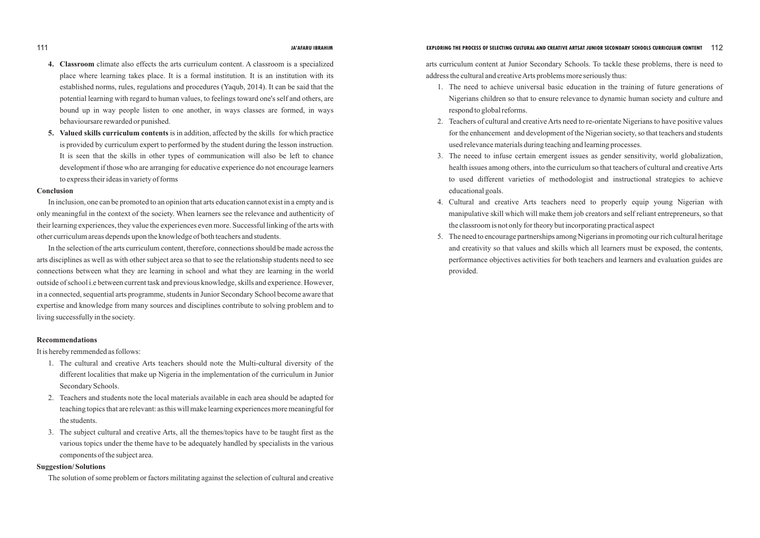4. **Classroom** climate also effects the arts curriculum content. A classroom is a specialized place where learning takes place. It is a formal institution. It is an institution with its established norms, rules, regulations and procedures (Yaqub, 2014). It can be said that the potential learning with regard to human values, to feelings toward one's self and others, are bound up in way people listen to one another, in ways classes are formed, in ways behavioursare rewarded or punished.
5. **Valued skills curriculum contents** is in addition, affected by the skills for which practice is provided by curriculum expert to performed by the student during the lesson instruction. It is seen that the skills in other types of communication will also be left to chance development if those who are arranging for educative experience do not encourage learners to express their ideas in variety of forms

**Conclusion**

In inclusion, one can be promoted to an opinion that arts education cannot exist in a empty and is only meaningful in the context of the society. When learners see the relevance and authenticity of their learning experiences, they value the experiences even more. Successful linking of the arts with other curriculum areas depends upon the knowledge of both teachers and students.

In the selection of the arts curriculum content, therefore, connections should be made across the arts disciplines as well as with other subject area so that to see the relationship students need to see connections between what they are learning in school and what they are learning in the world outside of school i.e between current task and previous knowledge, skills and experience. However, in a connected, sequential arts programme, students in Junior Secondary School become aware that expertise and knowledge from many sources and disciplines contribute to solving problem and to living successfully in the society.

**Recommendations**

It is hereby remmended as follows:

1. The cultural and creative Arts teachers should note the Multi-cultural diversity of the different localities that make up Nigeria in the implementation of the curriculum in Junior Secondary Schools.
2. Teachers and students note the local materials available in each area should be adapted for teaching topics that are relevant: as this will make learning experiences more meaningful for the students.
3. The subject cultural and creative Arts, all the themes/topics have to be taught first as the various topics under the theme have to be adequately handled by specialists in the various components of the subject area.

**Suggestion/ Solutions**

The solution of some problem or factors militating against the selection of cultural and creative arts curriculum content at Junior Secondary Schools. To tackle these problems, there is need to address the cultural and creative Arts problems more seriously thus:

1. The need to achieve universal basic education in the training of future generations of Nigerians children so that to ensure relevance to dynamic human society and culture and respond to global reforms.
2. Teachers of cultural and creative Arts need to re-orientate Nigerians to have positive values for the enhancement and development of the Nigerian society, so that teachers and students used relevance materials during teaching and learning processes.
3. The neeed to infuse certain emergent issues as gender sensitivity, world globalization, health issues among others, into the curriculum so that teachers of cultural and creative Arts to used different varieties of methodologist and instructional strategies to achieve educational goals.
4. Cultural and creative Arts teachers need to properly equip young Nigerian with manipulative skill which will make them job creators and self reliant entrepreneurs, so that the classroom is not only for theory but incorporating practical aspect
5. The need to encourage partnerships among Nigerians in promoting our rich cultural heritage and creativity so that values and skills which all learners must be exposed, the contents, performance objectives activities for both teachers and learners and evaluation guides are provided.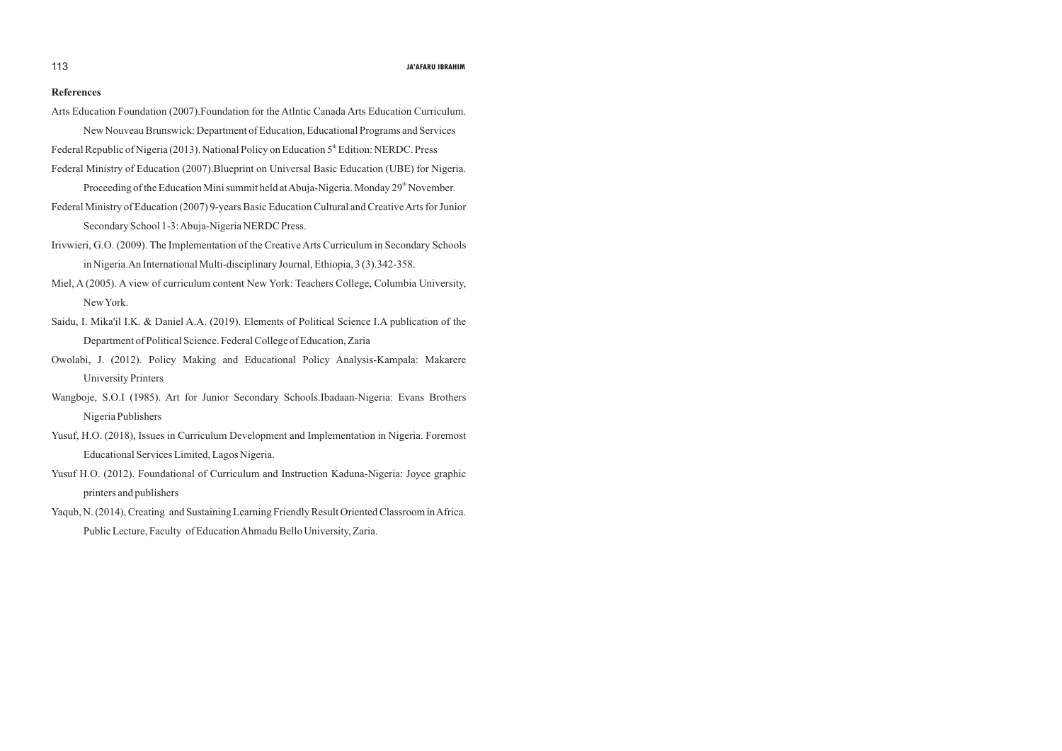**References**

Arts Education Foundation (2007).Foundation for the Atlntic Canada Arts Education Curriculum. New Nouveau Brunswick: Department of Education, Educational Programs and Services

Federal Republic of Nigeria (2013). National Policy on Education 5th Edition: NERDC. Press

Federal Ministry of Education (2007).Blueprint on Universal Basic Education (UBE) for Nigeria. Proceeding of the Education Mini summit held at Abuja-Nigeria. Monday 29th November.

Federal Ministry of Education (2007) 9-years Basic Education Cultural and Creative Arts for Junior Secondary School 1-3: Abuja-Nigeria NERDC Press.

Irivwieri, G.O. (2009). The Implementation of the Creative Arts Curriculum in Secondary Schools in Nigeria.An International Multi-disciplinary Journal, Ethiopia, 3 (3).342-358.

Miel, A (2005). A view of curriculum content New York: Teachers College, Columbia University, New York.

Saidu, I. Mika'il I.K. & Daniel A.A. (2019). Elements of Political Science I.A publication of the Department of Political Science. Federal College of Education, Zaria

Owolabi, J. (2012). Policy Making and Educational Policy Analysis-Kampala: Makarere University Printers

Wangboje, S.O.I (1985). Art for Junior Secondary Schools.Ibadaan-Nigeria: Evans Brothers Nigeria Publishers

Yusuf, H.O. (2018), Issues in Curriculum Development and Implementation in Nigeria. Foremost Educational Services Limited, Lagos Nigeria.

Yusuf H.O. (2012). Foundational of Curriculum and Instruction Kaduna-Nigeria: Joyce graphic printers and publishers

Yaqub, N. (2014), Creating and Sustaining Learning Friendly Result Oriented Classroom in Africa. Public Lecture, Faculty of Education Ahmadu Bello University, Zaria.